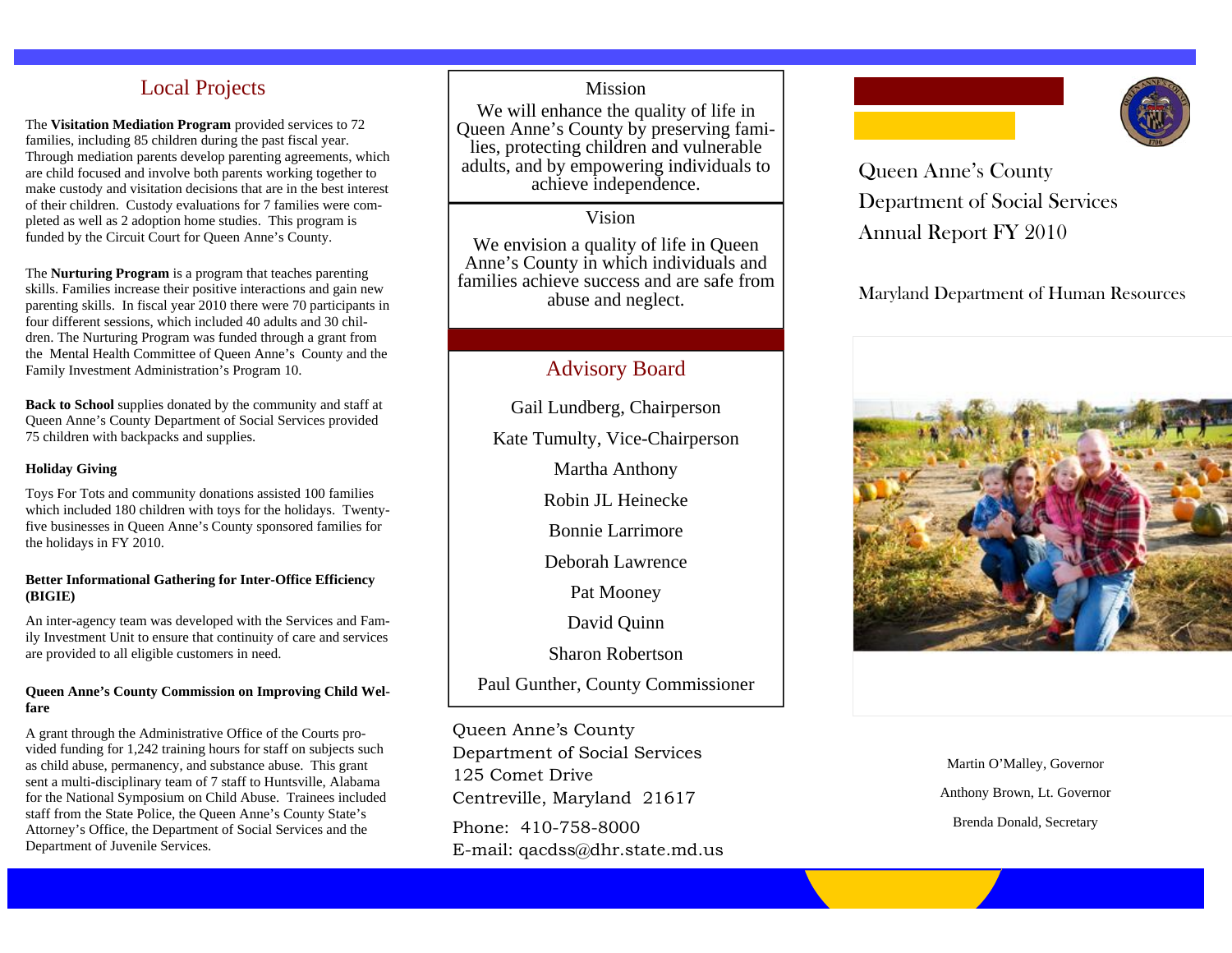## Local Projects

The **Visitation Mediation Program** provided services to 72 families, including 85 children during the past fiscal year. Through mediation parents develop parenting agreements, which are child focused and involve both parents working together to make custody and visitation decisions that are in the best interest of their children. Custody evaluations for 7 families were completed as well as 2 adoption home studies. This program is funded by the Circuit Court for Queen Anne's County.

The **Nurturing Program** is a program that teaches parenting skills. Families increase their positive interactions and gain new parenting skills. In fiscal year 2010 there were 70 participants in four different sessions, which included 40 adults and 30 children. The Nurturing Program was funded through a grant from the Mental Health Committee of Queen Anne's County and the Family Investment Administration's Program 10.

**Back to School** supplies donated by the community and staff at Queen Anne's County Department of Social Services provided 75 children with backpacks and supplies.

**Holiday Giving**

Toys For Tots and community donations assisted 100 families which included 180 children with toys for the holidays. Twenty-five businesses in Queen Anne's County sponsored families for the holidays in FY 2010.

**Better Informational Gathering for Inter-Office Efficiency (BIGIE)**

An inter-agency team was developed with the Services and Family Investment Unit to ensure that continuity of care and services are provided to all eligible customers in need.

**Queen Anne's County Commission on Improving Child Welfare**

A grant through the Administrative Office of the Courts provided funding for 1,242 training hours for staff on subjects such as child abuse, permanency, and substance abuse. This grant sent a multi-disciplinary team of 7 staff to Huntsville, Alabama for the National Symposium on Child Abuse. Trainees included staff from the State Police, the Queen Anne's County State's Attorney's Office, the Department of Social Services and the Department of Juvenile Services.

## Mission

We will enhance the quality of life in Queen Anne's County by preserving families, protecting children and vulnerable adults, and by empowering individuals to achieve independence.

## Vision

We envision a quality of life in Queen Anne's County in which individuals and families achieve success and are safe from abuse and neglect.

## Advisory Board

Gail Lundberg, Chairperson
Kate Tumulty, Vice-Chairperson
Martha Anthony
Robin JL Heinecke
Bonnie Larrimore
Deborah Lawrence
Pat Mooney
David Quinn
Sharon Robertson
Paul Gunther, County Commissioner

Queen Anne's County
Department of Social Services
125 Comet Drive
Centreville, Maryland 21617

Phone: 410-758-8000
E-mail: qacdss@dhr.state.md.us

# Queen Anne's County Department of Social Services Annual Report FY 2010

Maryland Department of Human Resources

Martin O'Malley, Governor
Anthony Brown, Lt. Governor
Brenda Donald, Secretary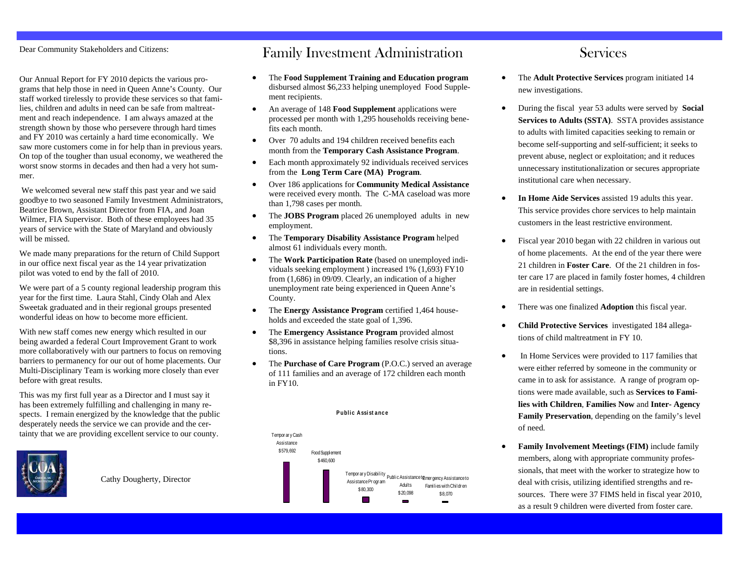Dear Community Stakeholders and Citizens:

Our Annual Report for FY 2010 depicts the various programs that help those in need in Queen Anne's County. Our staff worked tirelessly to provide these services so that families, children and adults in need can be safe from maltreatment and reach independence. I am always amazed at the strength shown by those who persevere through hard times and FY 2010 was certainly a hard time economically. We saw more customers come in for help than in previous years. On top of the tougher than usual economy, we weathered the worst snow storms in decades and then had a very hot summer.

We welcomed several new staff this past year and we said goodbye to two seasoned Family Investment Administrators, Beatrice Brown, Assistant Director from FIA, and Joan Wilmer, FIA Supervisor. Both of these employees had 35 years of service with the State of Maryland and obviously will be missed.

We made many preparations for the return of Child Support in our office next fiscal year as the 14 year privatization pilot was voted to end by the fall of 2010.

We were part of a 5 county regional leadership program this year for the first time. Laura Stahl, Cindy Olah and Alex Sweetak graduated and in their regional groups presented wonderful ideas on how to become more efficient.

With new staff comes new energy which resulted in our being awarded a federal Court Improvement Grant to work more collaboratively with our partners to focus on removing barriers to permanency for our out of home placements. Our Multi-Disciplinary Team is working more closely than ever before with great results.

This was my first full year as a Director and I must say it has been extremely fulfilling and challenging in many respects. I remain energized by the knowledge that the public desperately needs the service we can provide and the certainty that we are providing excellent service to our county.

COA COUNCIL ON ACCREDITATION

Cathy Dougherty, Director

# Family Investment Administration

- The **Food Supplement Training and Education program** disbursed almost $6,233 helping unemployed Food Supplement recipients.
- An average of 148 **Food Supplement** applications were processed per month with 1,295 households receiving benefits each month.
- Over 70 adults and 194 children received benefits each month from the **Temporary Cash Assistance Program**.
- Each month approximately 92 individuals received services from the **Long Term Care (MA) Program**.
- Over 186 applications for **Community Medical Assistance** were received every month. The C-MA caseload was more than 1,798 cases per month.
- The **JOBS Program** placed 26 unemployed adults in new employment.
- The **Temporary Disability Assistance Program** helped almost 61 individuals every month.
- The **Work Participation Rate** (based on unemployed individuals seeking employment ) increased 1% (1,693) FY10 from (1,686) in 09/09. Clearly, an indication of a higher unemployment rate being experienced in Queen Anne's County.
- The **Energy Assistance Program** certified 1,464 households and exceeded the state goal of 1,396.
- The **Emergency Assistance Program** provided almost $8,396 in assistance helping families resolve crisis situations.
- The **Purchase of Care Program** (P.O.C.) served an average of 111 families and an average of 172 children each month in FY10.

**Public Assistance**

Temporary Cash Assistance $579,692

Food Supplement $460,600

Temporary Disability Assistance Program $80,300

Public Assistance to Adults $20,098

Emergency Assistance to Families with Children $8,070

# Services

- The **Adult Protective Services** program initiated 14 new investigations.
- During the fiscal year 53 adults were served by **Social Services to Adults (SSTA)**. SSTA provides assistance to adults with limited capacities seeking to remain or become self-supporting and self-sufficient; it seeks to prevent abuse, neglect or exploitation; and it reduces unnecessary institutionalization or secures appropriate institutional care when necessary.
- **In Home Aide Services** assisted 19 adults this year. This service provides chore services to help maintain customers in the least restrictive environment.
- Fiscal year 2010 began with 22 children in various out of home placements. At the end of the year there were 21 children in **Foster Care**. Of the 21 children in foster care 17 are placed in family foster homes, 4 children are in residential settings.
- There was one finalized **Adoption** this fiscal year.
- **Child Protective Services** investigated 184 allegations of child maltreatment in FY 10.
- In Home Services were provided to 117 families that were either referred by someone in the community or came in to ask for assistance. A range of program options were made available, such as **Services to Families with Children**, **Families Now** and **Inter- Agency Family Preservation**, depending on the family's level of need.
- **Family Involvement Meetings (FIM)** include family members, along with appropriate community professionals, that meet with the worker to strategize how to deal with crisis, utilizing identified strengths and resources. There were 37 FIMS held in fiscal year 2010, as a result 9 children were diverted from foster care.